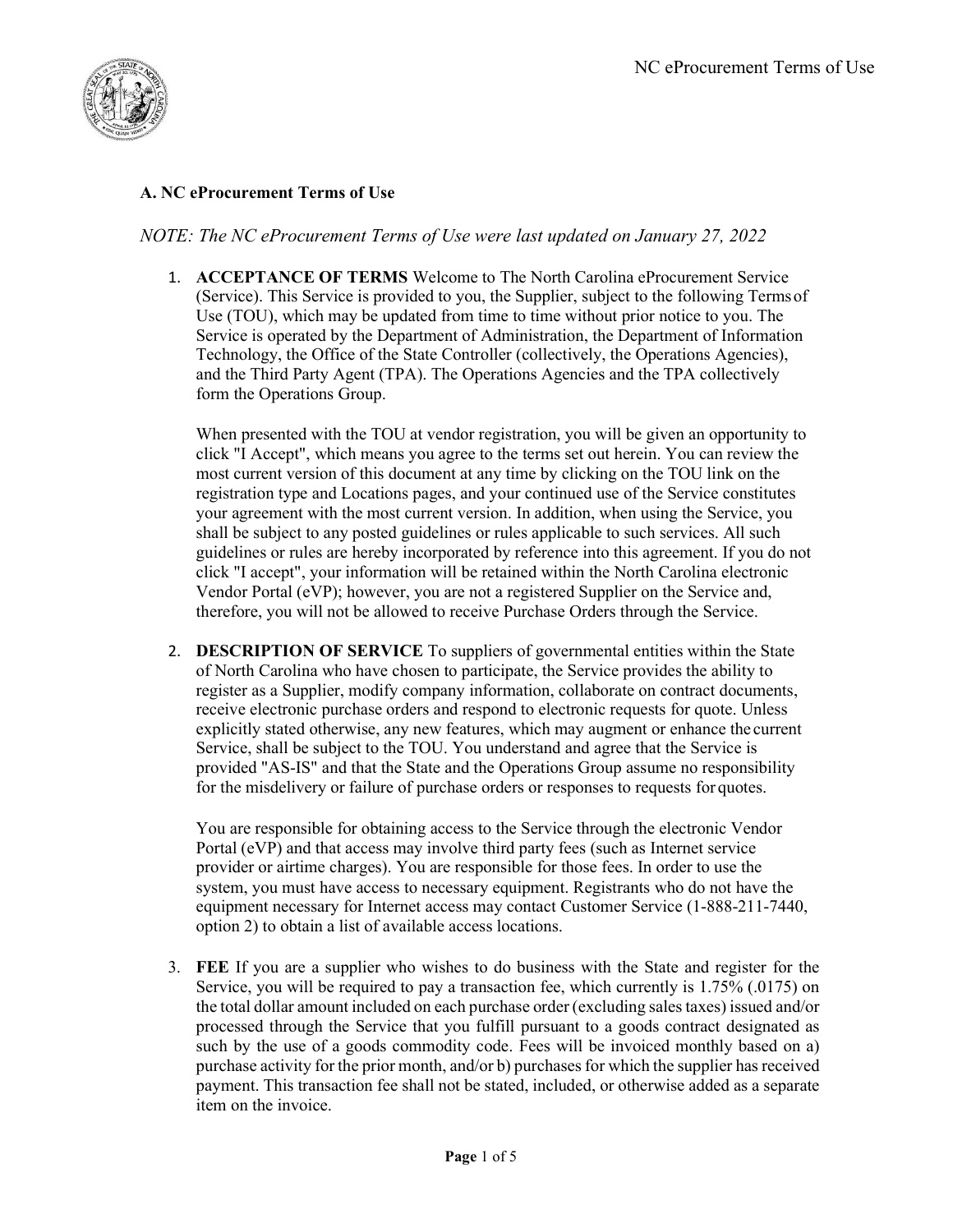### A. NC eProcurement Terms of Use

*NOTE: The NC eProcurement Terms of Use were last updated on January 27, 2022*

1. **ACCEPTANCE OF TERMS** Welcome to The North Carolina eProcurement Service (Service). This Service is provided to you, the Supplier, subject to the following Terms of Use (TOU), which may be updated from time to time without prior notice to you. The Service is operated by the Department of Administration, the Department of Information Technology, the Office of the State Controller (collectively, the Operations Agencies), and the Third Party Agent (TPA). The Operations Agencies and the TPA collectively form the Operations Group.

   When presented with the TOU at vendor registration, you will be given an opportunity to click "I Accept", which means you agree to the terms set out herein. You can review the most current version of this document at any time by clicking on the TOU link on the registration type and Locations pages, and your continued use of the Service constitutes your agreement with the most current version. In addition, when using the Service, you shall be subject to any posted guidelines or rules applicable to such services. All such guidelines or rules are hereby incorporated by reference into this agreement. If you do not click "I accept", your information will be retained within the North Carolina electronic Vendor Portal (eVP); however, you are not a registered Supplier on the Service and, therefore, you will not be allowed to receive Purchase Orders through the Service.

2. **DESCRIPTION OF SERVICE** To suppliers of governmental entities within the State of North Carolina who have chosen to participate, the Service provides the ability to register as a Supplier, modify company information, collaborate on contract documents, receive electronic purchase orders and respond to electronic requests for quote. Unless explicitly stated otherwise, any new features, which may augment or enhance the current Service, shall be subject to the TOU. You understand and agree that the Service is provided "AS-IS" and that the State and the Operations Group assume no responsibility for the misdelivery or failure of purchase orders or responses to requests for quotes.

   You are responsible for obtaining access to the Service through the electronic Vendor Portal (eVP) and that access may involve third party fees (such as Internet service provider or airtime charges). You are responsible for those fees. In order to use the system, you must have access to necessary equipment. Registrants who do not have the equipment necessary for Internet access may contact Customer Service (1-888-211-7440, option 2) to obtain a list of available access locations.

3. **FEE** If you are a supplier who wishes to do business with the State and register for the Service, you will be required to pay a transaction fee, which currently is 1.75% (.0175) on the total dollar amount included on each purchase order (excluding sales taxes) issued and/or processed through the Service that you fulfill pursuant to a goods contract designated as such by the use of a goods commodity code. Fees will be invoiced monthly based on a) purchase activity for the prior month, and/or b) purchases for which the supplier has received payment. This transaction fee shall not be stated, included, or otherwise added as a separate item on the invoice.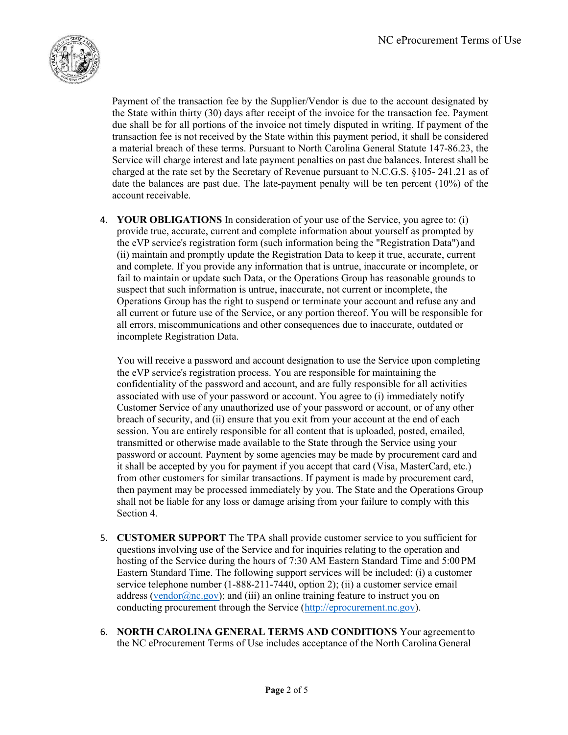Payment of the transaction fee by the Supplier/Vendor is due to the account designated by the State within thirty (30) days after receipt of the invoice for the transaction fee. Payment due shall be for all portions of the invoice not timely disputed in writing. If payment of the transaction fee is not received by the State within this payment period, it shall be considered a material breach of these terms. Pursuant to North Carolina General Statute 147-86.23, the Service will charge interest and late payment penalties on past due balances. Interest shall be charged at the rate set by the Secretary of Revenue pursuant to N.C.G.S. §105- 241.21 as of date the balances are past due. The late-payment penalty will be ten percent (10%) of the account receivable.

4. **YOUR OBLIGATIONS** In consideration of your use of the Service, you agree to: (i) provide true, accurate, current and complete information about yourself as prompted by the eVP service's registration form (such information being the "Registration Data") and (ii) maintain and promptly update the Registration Data to keep it true, accurate, current and complete. If you provide any information that is untrue, inaccurate or incomplete, or fail to maintain or update such Data, or the Operations Group has reasonable grounds to suspect that such information is untrue, inaccurate, not current or incomplete, the Operations Group has the right to suspend or terminate your account and refuse any and all current or future use of the Service, or any portion thereof. You will be responsible for all errors, miscommunications and other consequences due to inaccurate, outdated or incomplete Registration Data.

   You will receive a password and account designation to use the Service upon completing the eVP service's registration process. You are responsible for maintaining the confidentiality of the password and account, and are fully responsible for all activities associated with use of your password or account. You agree to (i) immediately notify Customer Service of any unauthorized use of your password or account, or of any other breach of security, and (ii) ensure that you exit from your account at the end of each session. You are entirely responsible for all content that is uploaded, posted, emailed, transmitted or otherwise made available to the State through the Service using your password or account. Payment by some agencies may be made by procurement card and it shall be accepted by you for payment if you accept that card (Visa, MasterCard, etc.) from other customers for similar transactions. If payment is made by procurement card, then payment may be processed immediately by you. The State and the Operations Group shall not be liable for any loss or damage arising from your failure to comply with this Section 4.

5. **CUSTOMER SUPPORT** The TPA shall provide customer service to you sufficient for questions involving use of the Service and for inquiries relating to the operation and hosting of the Service during the hours of 7:30 AM Eastern Standard Time and 5:00 PM Eastern Standard Time. The following support services will be included: (i) a customer service telephone number (1-888-211-7440, option 2); (ii) a customer service email address (vendor@nc.gov); and (iii) an online training feature to instruct you on conducting procurement through the Service (http://eprocurement.nc.gov).

6. **NORTH CAROLINA GENERAL TERMS AND CONDITIONS** Your agreement to the NC eProcurement Terms of Use includes acceptance of the North Carolina General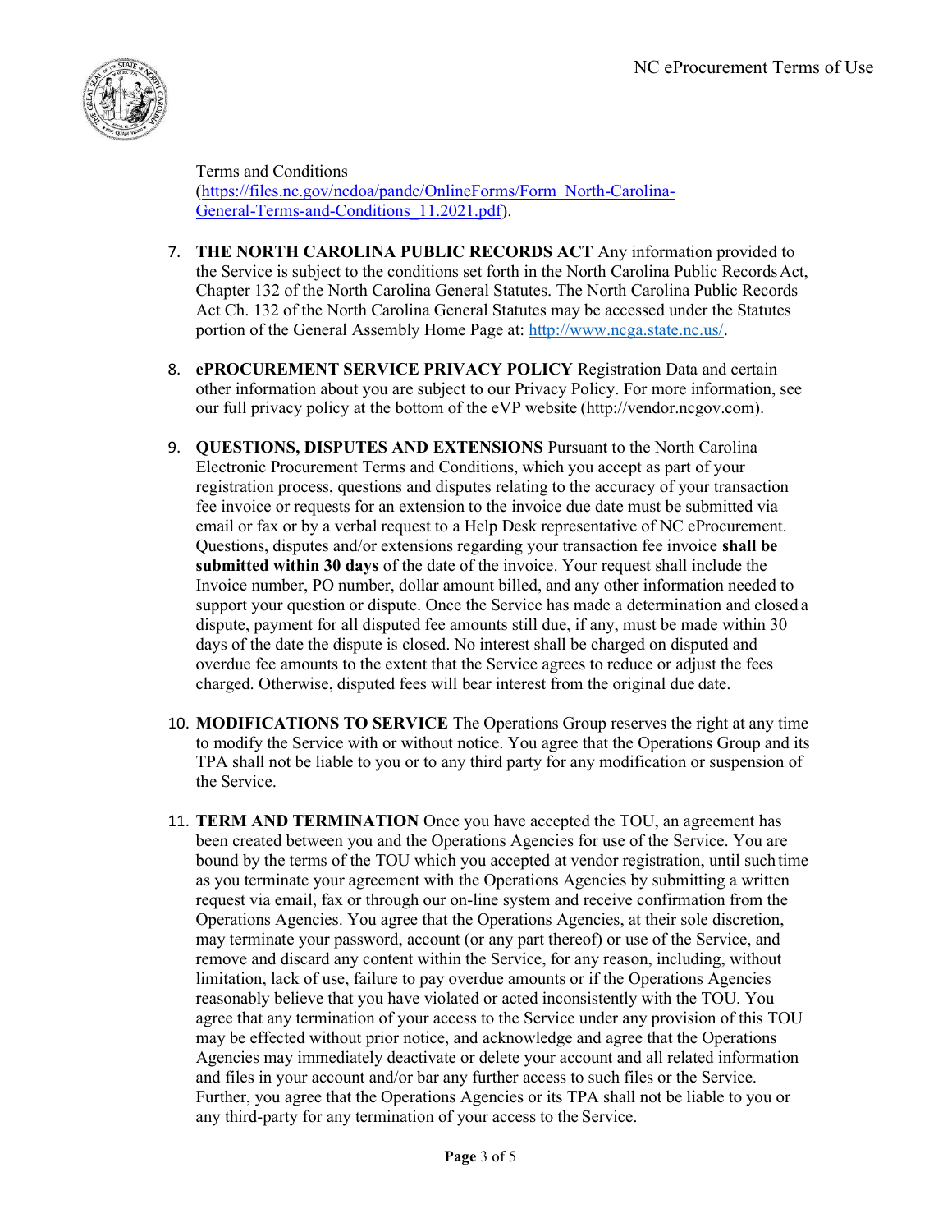Terms and Conditions ([https://files.nc.gov/ncdoa/pandc/OnlineForms/Form_North-Carolina-General-Terms-and-Conditions_11.2021.pdf](https://files.nc.gov/ncdoa/pandc/OnlineForms/Form_North-Carolina-General-Terms-and-Conditions_11.2021.pdf)).

7. **THE NORTH CAROLINA PUBLIC RECORDS ACT** Any information provided to the Service is subject to the conditions set forth in the North Carolina Public Records Act, Chapter 132 of the North Carolina General Statutes. The North Carolina Public Records Act Ch. 132 of the North Carolina General Statutes may be accessed under the Statutes portion of the General Assembly Home Page at: [http://www.ncga.state.nc.us/](http://www.ncga.state.nc.us/).

8. **ePROCUREMENT SERVICE PRIVACY POLICY** Registration Data and certain other information about you are subject to our Privacy Policy. For more information, see our full privacy policy at the bottom of the eVP website (http://vendor.ncgov.com).

9. **QUESTIONS, DISPUTES AND EXTENSIONS** Pursuant to the North Carolina Electronic Procurement Terms and Conditions, which you accept as part of your registration process, questions and disputes relating to the accuracy of your transaction fee invoice or requests for an extension to the invoice due date must be submitted via email or fax or by a verbal request to a Help Desk representative of NC eProcurement. Questions, disputes and/or extensions regarding your transaction fee invoice **shall be submitted within 30 days** of the date of the invoice. Your request shall include the Invoice number, PO number, dollar amount billed, and any other information needed to support your question or dispute. Once the Service has made a determination and closed a dispute, payment for all disputed fee amounts still due, if any, must be made within 30 days of the date the dispute is closed. No interest shall be charged on disputed and overdue fee amounts to the extent that the Service agrees to reduce or adjust the fees charged. Otherwise, disputed fees will bear interest from the original due date.

10. **MODIFICATIONS TO SERVICE** The Operations Group reserves the right at any time to modify the Service with or without notice. You agree that the Operations Group and its TPA shall not be liable to you or to any third party for any modification or suspension of the Service.

11. **TERM AND TERMINATION** Once you have accepted the TOU, an agreement has been created between you and the Operations Agencies for use of the Service. You are bound by the terms of the TOU which you accepted at vendor registration, until such time as you terminate your agreement with the Operations Agencies by submitting a written request via email, fax or through our on-line system and receive confirmation from the Operations Agencies. You agree that the Operations Agencies, at their sole discretion, may terminate your password, account (or any part thereof) or use of the Service, and remove and discard any content within the Service, for any reason, including, without limitation, lack of use, failure to pay overdue amounts or if the Operations Agencies reasonably believe that you have violated or acted inconsistently with the TOU. You agree that any termination of your access to the Service under any provision of this TOU may be effected without prior notice, and acknowledge and agree that the Operations Agencies may immediately deactivate or delete your account and all related information and files in your account and/or bar any further access to such files or the Service. Further, you agree that the Operations Agencies or its TPA shall not be liable to you or any third-party for any termination of your access to the Service.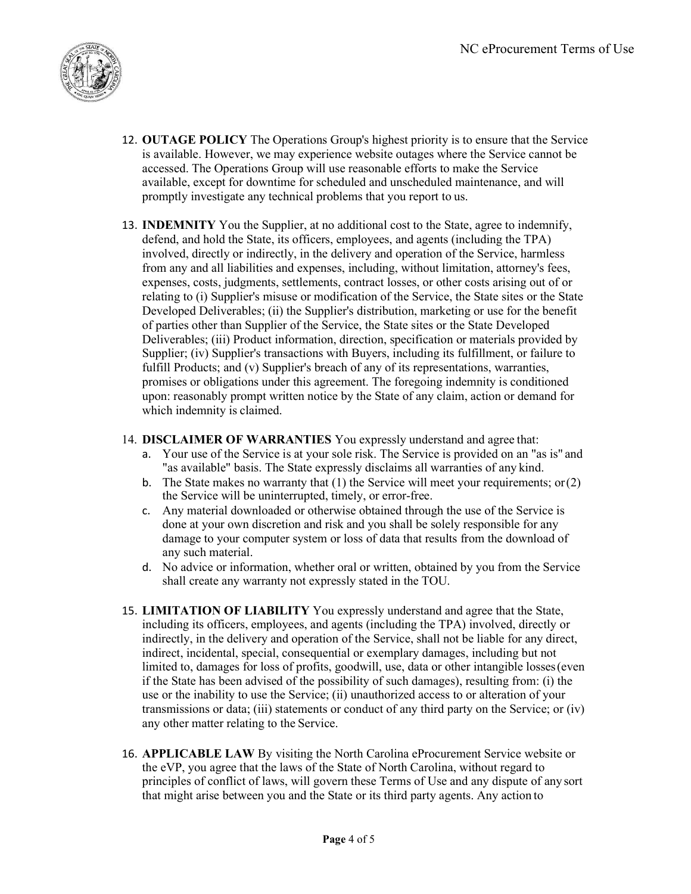12. **OUTAGE POLICY** The Operations Group's highest priority is to ensure that the Service is available. However, we may experience website outages where the Service cannot be accessed. The Operations Group will use reasonable efforts to make the Service available, except for downtime for scheduled and unscheduled maintenance, and will promptly investigate any technical problems that you report to us.

13. **INDEMNITY** You the Supplier, at no additional cost to the State, agree to indemnify, defend, and hold the State, its officers, employees, and agents (including the TPA) involved, directly or indirectly, in the delivery and operation of the Service, harmless from any and all liabilities and expenses, including, without limitation, attorney's fees, expenses, costs, judgments, settlements, contract losses, or other costs arising out of or relating to (i) Supplier's misuse or modification of the Service, the State sites or the State Developed Deliverables; (ii) the Supplier's distribution, marketing or use for the benefit of parties other than Supplier of the Service, the State sites or the State Developed Deliverables; (iii) Product information, direction, specification or materials provided by Supplier; (iv) Supplier's transactions with Buyers, including its fulfillment, or failure to fulfill Products; and (v) Supplier's breach of any of its representations, warranties, promises or obligations under this agreement. The foregoing indemnity is conditioned upon: reasonably prompt written notice by the State of any claim, action or demand for which indemnity is claimed.

14. **DISCLAIMER OF WARRANTIES** You expressly understand and agree that:
    a. Your use of the Service is at your sole risk. The Service is provided on an "as is" and "as available" basis. The State expressly disclaims all warranties of any kind.
    b. The State makes no warranty that (1) the Service will meet your requirements; or (2) the Service will be uninterrupted, timely, or error-free.
    c. Any material downloaded or otherwise obtained through the use of the Service is done at your own discretion and risk and you shall be solely responsible for any damage to your computer system or loss of data that results from the download of any such material.
    d. No advice or information, whether oral or written, obtained by you from the Service shall create any warranty not expressly stated in the TOU.

15. **LIMITATION OF LIABILITY** You expressly understand and agree that the State, including its officers, employees, and agents (including the TPA) involved, directly or indirectly, in the delivery and operation of the Service, shall not be liable for any direct, indirect, incidental, special, consequential or exemplary damages, including but not limited to, damages for loss of profits, goodwill, use, data or other intangible losses (even if the State has been advised of the possibility of such damages), resulting from: (i) the use or the inability to use the Service; (ii) unauthorized access to or alteration of your transmissions or data; (iii) statements or conduct of any third party on the Service; or (iv) any other matter relating to the Service.

16. **APPLICABLE LAW** By visiting the North Carolina eProcurement Service website or the eVP, you agree that the laws of the State of North Carolina, without regard to principles of conflict of laws, will govern these Terms of Use and any dispute of any sort that might arise between you and the State or its third party agents. Any action to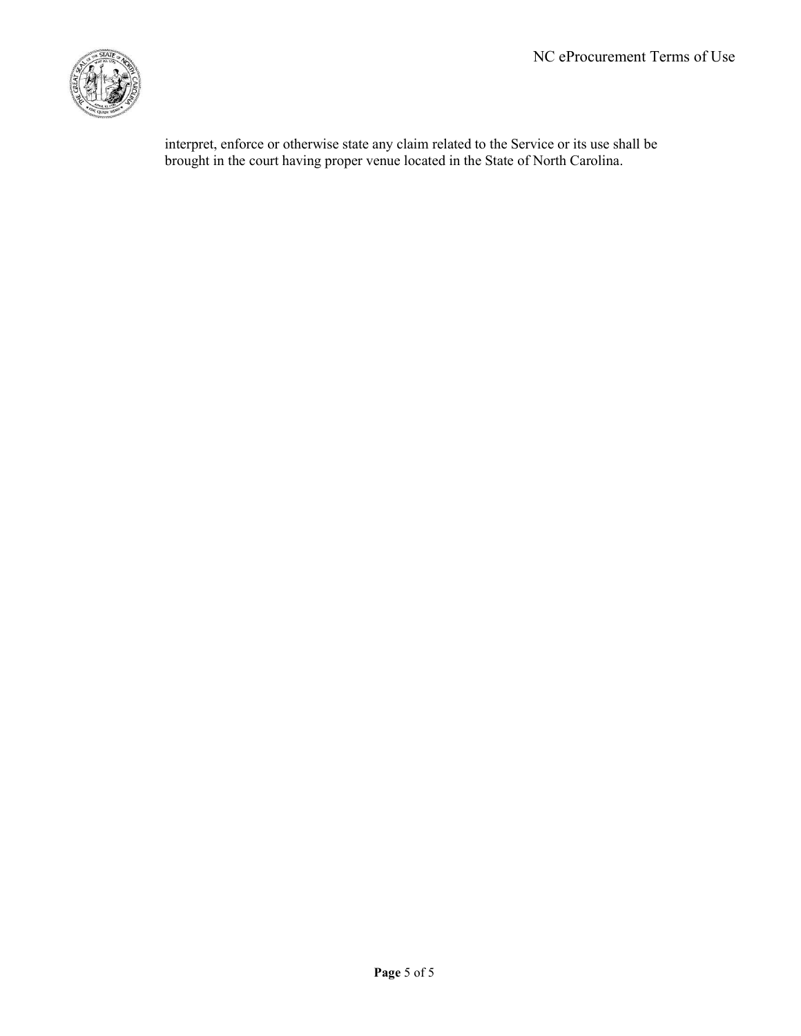interpret, enforce or otherwise state any claim related to the Service or its use shall be brought in the court having proper venue located in the State of North Carolina.